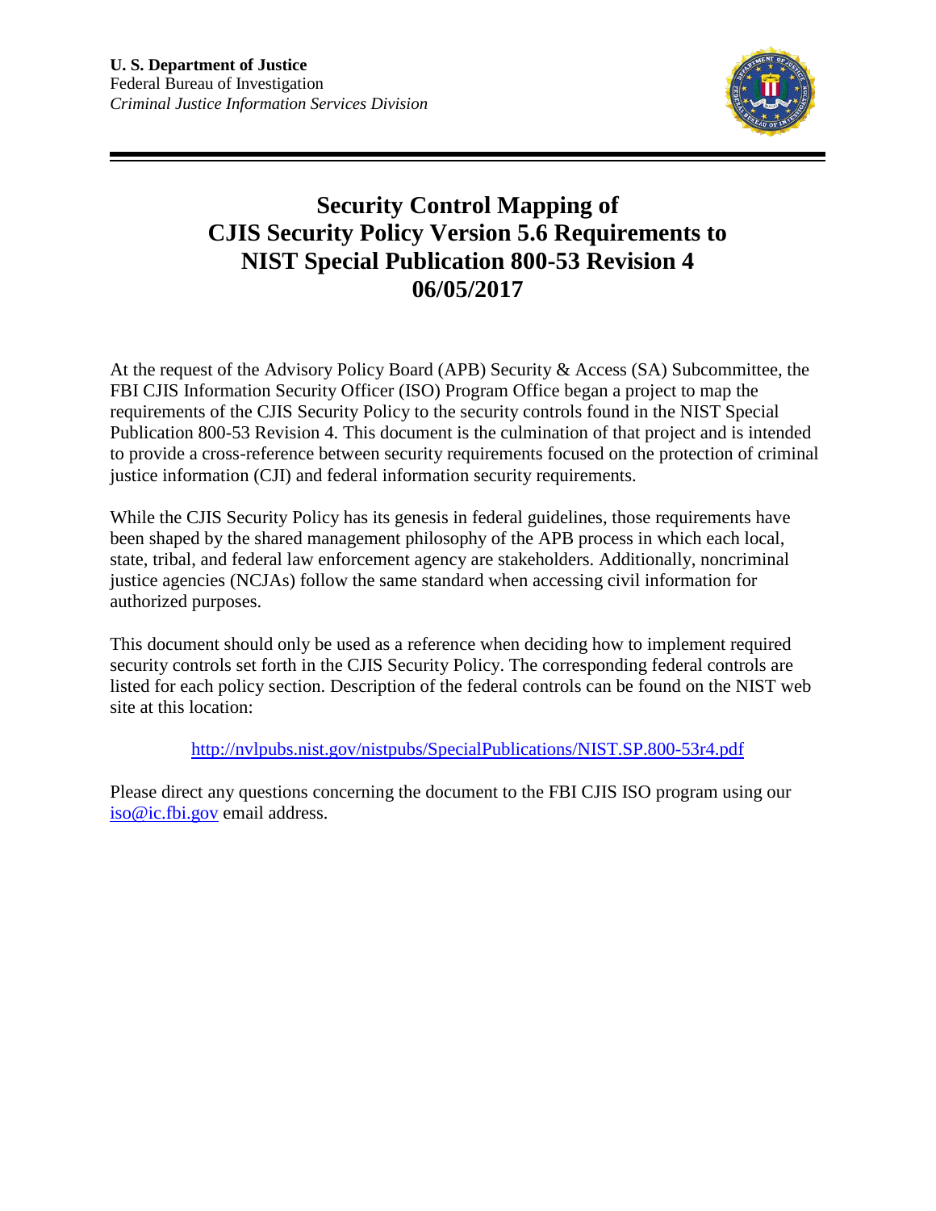**U. S. Department of Justice**
Federal Bureau of Investigation
*Criminal Justice Information Services Division*

# Security Control Mapping of CJIS Security Policy Version 5.6 Requirements to NIST Special Publication 800-53 Revision 4 06/05/2017

At the request of the Advisory Policy Board (APB) Security & Access (SA) Subcommittee, the FBI CJIS Information Security Officer (ISO) Program Office began a project to map the requirements of the CJIS Security Policy to the security controls found in the NIST Special Publication 800-53 Revision 4. This document is the culmination of that project and is intended to provide a cross-reference between security requirements focused on the protection of criminal justice information (CJI) and federal information security requirements.

While the CJIS Security Policy has its genesis in federal guidelines, those requirements have been shaped by the shared management philosophy of the APB process in which each local, state, tribal, and federal law enforcement agency are stakeholders. Additionally, noncriminal justice agencies (NCJAs) follow the same standard when accessing civil information for authorized purposes.

This document should only be used as a reference when deciding how to implement required security controls set forth in the CJIS Security Policy. The corresponding federal controls are listed for each policy section. Description of the federal controls can be found on the NIST web site at this location:

http://nvlpubs.nist.gov/nistpubs/SpecialPublications/NIST.SP.800-53r4.pdf

Please direct any questions concerning the document to the FBI CJIS ISO program using our iso@ic.fbi.gov email address.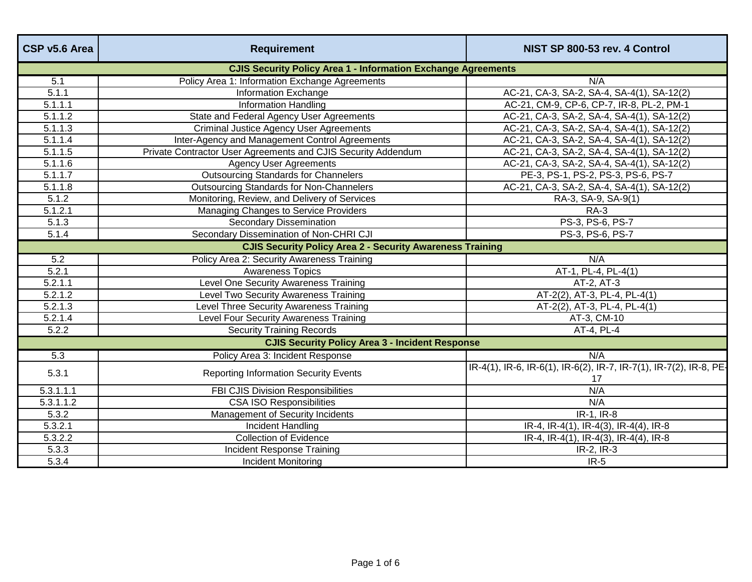| CSP v5.6 Area | Requirement | NIST SP 800-53 rev. 4 Control |
|---|---|---|
| **CJIS Security Policy Area 1 - Information Exchange Agreements** | | |
| 5.1 | Policy Area 1: Information Exchange Agreements | N/A |
| 5.1.1 | Information Exchange | AC-21, CA-3, SA-2, SA-4, SA-4(1), SA-12(2) |
| 5.1.1.1 | Information Handling | AC-21, CM-9, CP-6, CP-7, IR-8, PL-2, PM-1 |
| 5.1.1.2 | State and Federal Agency User Agreements | AC-21, CA-3, SA-2, SA-4, SA-4(1), SA-12(2) |
| 5.1.1.3 | Criminal Justice Agency User Agreements | AC-21, CA-3, SA-2, SA-4, SA-4(1), SA-12(2) |
| 5.1.1.4 | Inter-Agency and Management Control Agreements | AC-21, CA-3, SA-2, SA-4, SA-4(1), SA-12(2) |
| 5.1.1.5 | Private Contractor User Agreements and CJIS Security Addendum | AC-21, CA-3, SA-2, SA-4, SA-4(1), SA-12(2) |
| 5.1.1.6 | Agency User Agreements | AC-21, CA-3, SA-2, SA-4, SA-4(1), SA-12(2) |
| 5.1.1.7 | Outsourcing Standards for Channelers | PE-3, PS-1, PS-2, PS-3, PS-6, PS-7 |
| 5.1.1.8 | Outsourcing Standards for Non-Channelers | AC-21, CA-3, SA-2, SA-4, SA-4(1), SA-12(2) |
| 5.1.2 | Monitoring, Review, and Delivery of Services | RA-3, SA-9, SA-9(1) |
| 5.1.2.1 | Managing Changes to Service Providers | RA-3 |
| 5.1.3 | Secondary Dissemination | PS-3, PS-6, PS-7 |
| 5.1.4 | Secondary Dissemination of Non-CHRI CJI | PS-3, PS-6, PS-7 |
| **CJIS Security Policy Area 2 - Security Awareness Training** | | |
| 5.2 | Policy Area 2: Security Awareness Training | N/A |
| 5.2.1 | Awareness Topics | AT-1, PL-4, PL-4(1) |
| 5.2.1.1 | Level One Security Awareness Training | AT-2, AT-3 |
| 5.2.1.2 | Level Two Security Awareness Training | AT-2(2), AT-3, PL-4, PL-4(1) |
| 5.2.1.3 | Level Three Security Awareness Training | AT-2(2), AT-3, PL-4, PL-4(1) |
| 5.2.1.4 | Level Four Security Awareness Training | AT-3, CM-10 |
| 5.2.2 | Security Training Records | AT-4, PL-4 |
| **CJIS Security Policy Area 3 - Incident Response** | | |
| 5.3 | Policy Area 3: Incident Response | N/A |
| 5.3.1 | Reporting Information Security Events | IR-4(1), IR-6, IR-6(1), IR-6(2), IR-7, IR-7(1), IR-7(2), IR-8, PE-17 |
| 5.3.1.1.1 | FBI CJIS Division Responsibilities | N/A |
| 5.3.1.1.2 | CSA ISO Responsibilities | N/A |
| 5.3.2 | Management of Security Incidents | IR-1, IR-8 |
| 5.3.2.1 | Incident Handling | IR-4, IR-4(1), IR-4(3), IR-4(4), IR-8 |
| 5.3.2.2 | Collection of Evidence | IR-4, IR-4(1), IR-4(3), IR-4(4), IR-8 |
| 5.3.3 | Incident Response Training | IR-2, IR-3 |
| 5.3.4 | Incident Monitoring | IR-5 |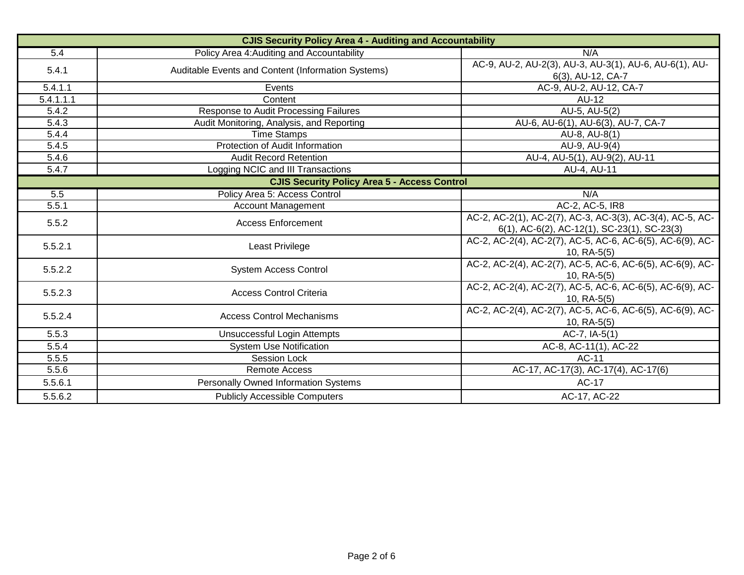| CJIS Security Policy Area 4 - Auditing and Accountability | | |
|---|---|---|
| 5.4 | Policy Area 4:Auditing and Accountability | N/A |
| 5.4.1 | Auditable Events and Content (Information Systems) | AC-9, AU-2, AU-2(3), AU-3, AU-3(1), AU-6, AU-6(1), AU-6(3), AU-12, CA-7 |
| 5.4.1.1 | Events | AC-9, AU-2, AU-12, CA-7 |
| 5.4.1.1.1 | Content | AU-12 |
| 5.4.2 | Response to Audit Processing Failures | AU-5, AU-5(2) |
| 5.4.3 | Audit Monitoring, Analysis, and Reporting | AU-6, AU-6(1), AU-6(3), AU-7, CA-7 |
| 5.4.4 | Time Stamps | AU-8, AU-8(1) |
| 5.4.5 | Protection of Audit Information | AU-9, AU-9(4) |
| 5.4.6 | Audit Record Retention | AU-4, AU-5(1), AU-9(2), AU-11 |
| 5.4.7 | Logging NCIC and III Transactions | AU-4, AU-11 |
| **CJIS Security Policy Area 5 - Access Control** | | |
| 5.5 | Policy Area 5: Access Control | N/A |
| 5.5.1 | Account Management | AC-2, AC-5, IR8 |
| 5.5.2 | Access Enforcement | AC-2, AC-2(1), AC-2(7), AC-3, AC-3(3), AC-3(4), AC-5, AC-6(1), AC-6(2), AC-12(1), SC-23(1), SC-23(3) |
| 5.5.2.1 | Least Privilege | AC-2, AC-2(4), AC-2(7), AC-5, AC-6, AC-6(5), AC-6(9), AC-10, RA-5(5) |
| 5.5.2.2 | System Access Control | AC-2, AC-2(4), AC-2(7), AC-5, AC-6, AC-6(5), AC-6(9), AC-10, RA-5(5) |
| 5.5.2.3 | Access Control Criteria | AC-2, AC-2(4), AC-2(7), AC-5, AC-6, AC-6(5), AC-6(9), AC-10, RA-5(5) |
| 5.5.2.4 | Access Control Mechanisms | AC-2, AC-2(4), AC-2(7), AC-5, AC-6, AC-6(5), AC-6(9), AC-10, RA-5(5) |
| 5.5.3 | Unsuccessful Login Attempts | AC-7, IA-5(1) |
| 5.5.4 | System Use Notification | AC-8, AC-11(1), AC-22 |
| 5.5.5 | Session Lock | AC-11 |
| 5.5.6 | Remote Access | AC-17, AC-17(3), AC-17(4), AC-17(6) |
| 5.5.6.1 | Personally Owned Information Systems | AC-17 |
| 5.5.6.2 | Publicly Accessible Computers | AC-17, AC-22 |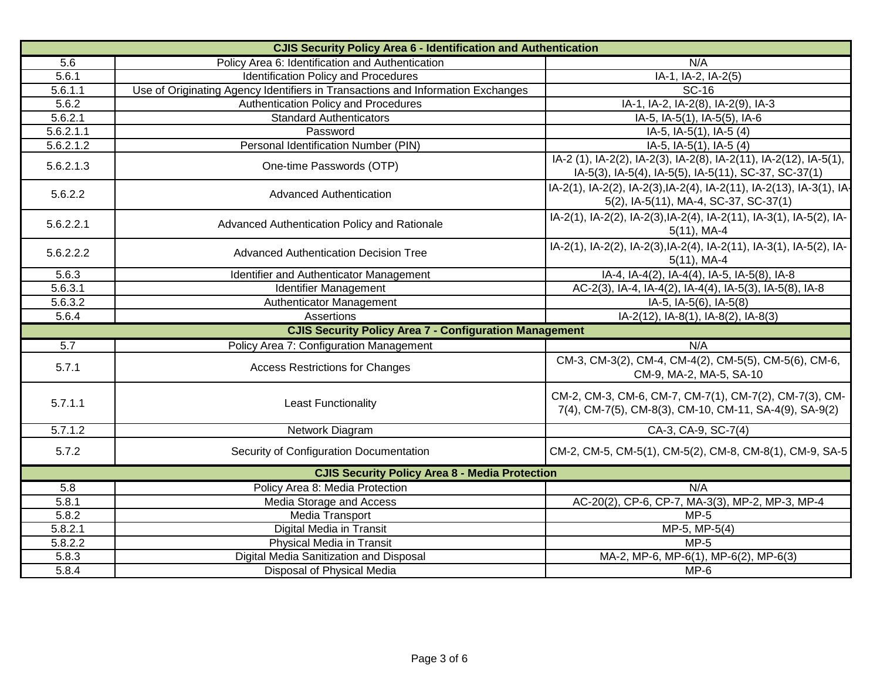| CJIS Security Policy Area 6 - Identification and Authentication | | |
|---|---|---|
| 5.6 | Policy Area 6: Identification and Authentication | N/A |
| 5.6.1 | Identification Policy and Procedures | IA-1, IA-2, IA-2(5) |
| 5.6.1.1 | Use of Originating Agency Identifiers in Transactions and Information Exchanges | SC-16 |
| 5.6.2 | Authentication Policy and Procedures | IA-1, IA-2, IA-2(8), IA-2(9), IA-3 |
| 5.6.2.1 | Standard Authenticators | IA-5, IA-5(1), IA-5(5), IA-6 |
| 5.6.2.1.1 | Password | IA-5, IA-5(1), IA-5 (4) |
| 5.6.2.1.2 | Personal Identification Number (PIN) | IA-5, IA-5(1), IA-5 (4) |
| 5.6.2.1.3 | One-time Passwords (OTP) | IA-2 (1), IA-2(2), IA-2(3), IA-2(8), IA-2(11), IA-2(12), IA-5(1), IA-5(3), IA-5(4), IA-5(5), IA-5(11), SC-37, SC-37(1) |
| 5.6.2.2 | Advanced Authentication | IA-2(1), IA-2(2), IA-2(3),IA-2(4), IA-2(11), IA-2(13), IA-3(1), IA-5(2), IA-5(11), MA-4, SC-37, SC-37(1) |
| 5.6.2.2.1 | Advanced Authentication Policy and Rationale | IA-2(1), IA-2(2), IA-2(3),IA-2(4), IA-2(11), IA-3(1), IA-5(2), IA-5(11), MA-4 |
| 5.6.2.2.2 | Advanced Authentication Decision Tree | IA-2(1), IA-2(2), IA-2(3),IA-2(4), IA-2(11), IA-3(1), IA-5(2), IA-5(11), MA-4 |
| 5.6.3 | Identifier and Authenticator Management | IA-4, IA-4(2), IA-4(4), IA-5, IA-5(8), IA-8 |
| 5.6.3.1 | Identifier Management | AC-2(3), IA-4, IA-4(2), IA-4(4), IA-5(3), IA-5(8), IA-8 |
| 5.6.3.2 | Authenticator Management | IA-5, IA-5(6), IA-5(8) |
| 5.6.4 | Assertions | IA-2(12), IA-8(1), IA-8(2), IA-8(3) |
| **CJIS Security Policy Area 7 - Configuration Management** | | |
| 5.7 | Policy Area 7: Configuration Management | N/A |
| 5.7.1 | Access Restrictions for Changes | CM-3, CM-3(2), CM-4, CM-4(2), CM-5(5), CM-5(6), CM-6, CM-9, MA-2, MA-5, SA-10 |
| 5.7.1.1 | Least Functionality | CM-2, CM-3, CM-6, CM-7, CM-7(1), CM-7(2), CM-7(3), CM-7(4), CM-7(5), CM-8(3), CM-10, CM-11, SA-4(9), SA-9(2) |
| 5.7.1.2 | Network Diagram | CA-3, CA-9, SC-7(4) |
| 5.7.2 | Security of Configuration Documentation | CM-2, CM-5, CM-5(1), CM-5(2), CM-8, CM-8(1), CM-9, SA-5 |
| **CJIS Security Policy Area 8 - Media Protection** | | |
| 5.8 | Policy Area 8: Media Protection | N/A |
| 5.8.1 | Media Storage and Access | AC-20(2), CP-6, CP-7, MA-3(3), MP-2, MP-3, MP-4 |
| 5.8.2 | Media Transport | MP-5 |
| 5.8.2.1 | Digital Media in Transit | MP-5, MP-5(4) |
| 5.8.2.2 | Physical Media in Transit | MP-5 |
| 5.8.3 | Digital Media Sanitization and Disposal | MA-2, MP-6, MP-6(1), MP-6(2), MP-6(3) |
| 5.8.4 | Disposal of Physical Media | MP-6 |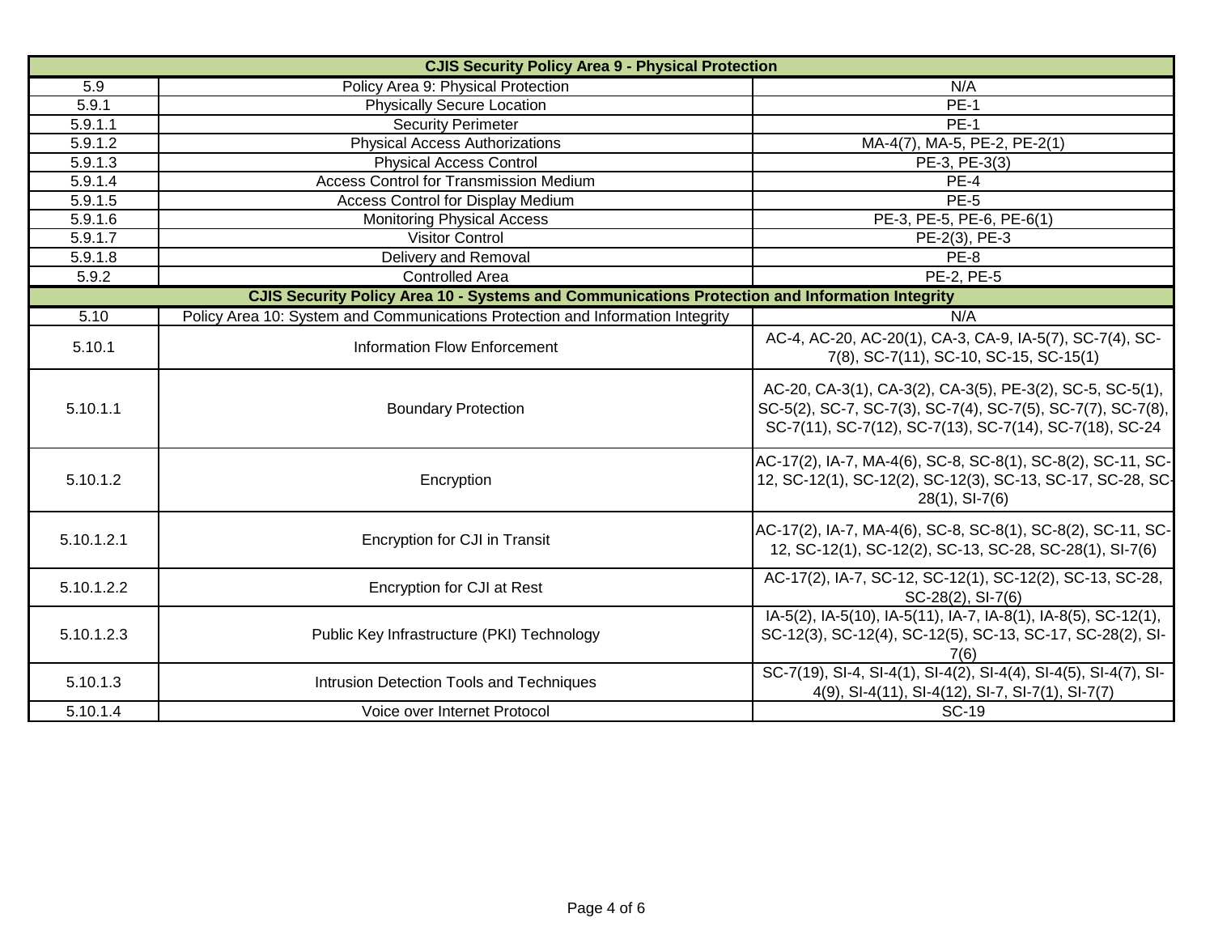| CJIS Security Policy Area 9 - Physical Protection | | |
|---|---|---|
| 5.9 | Policy Area 9: Physical Protection | N/A |
| 5.9.1 | Physically Secure Location | PE-1 |
| 5.9.1.1 | Security Perimeter | PE-1 |
| 5.9.1.2 | Physical Access Authorizations | MA-4(7), MA-5, PE-2, PE-2(1) |
| 5.9.1.3 | Physical Access Control | PE-3, PE-3(3) |
| 5.9.1.4 | Access Control for Transmission Medium | PE-4 |
| 5.9.1.5 | Access Control for Display Medium | PE-5 |
| 5.9.1.6 | Monitoring Physical Access | PE-3, PE-5, PE-6, PE-6(1) |
| 5.9.1.7 | Visitor Control | PE-2(3), PE-3 |
| 5.9.1.8 | Delivery and Removal | PE-8 |
| 5.9.2 | Controlled Area | PE-2, PE-5 |
| **CJIS Security Policy Area 10 - Systems and Communications Protection and Information Integrity** | | |
| 5.10 | Policy Area 10: System and Communications Protection and Information Integrity | N/A |
| 5.10.1 | Information Flow Enforcement | AC-4, AC-20, AC-20(1), CA-3, CA-9, IA-5(7), SC-7(4), SC-7(8), SC-7(11), SC-10, SC-15, SC-15(1) |
| 5.10.1.1 | Boundary Protection | AC-20, CA-3(1), CA-3(2), CA-3(5), PE-3(2), SC-5, SC-5(1), SC-5(2), SC-7, SC-7(3), SC-7(4), SC-7(5), SC-7(7), SC-7(8), SC-7(11), SC-7(12), SC-7(13), SC-7(14), SC-7(18), SC-24 |
| 5.10.1.2 | Encryption | AC-17(2), IA-7, MA-4(6), SC-8, SC-8(1), SC-8(2), SC-11, SC-12, SC-12(1), SC-12(2), SC-12(3), SC-13, SC-17, SC-28, SC-28(1), SI-7(6) |
| 5.10.1.2.1 | Encryption for CJI in Transit | AC-17(2), IA-7, MA-4(6), SC-8, SC-8(1), SC-8(2), SC-11, SC-12, SC-12(1), SC-12(2), SC-13, SC-28, SC-28(1), SI-7(6) |
| 5.10.1.2.2 | Encryption for CJI at Rest | AC-17(2), IA-7, SC-12, SC-12(1), SC-12(2), SC-13, SC-28, SC-28(2), SI-7(6) |
| 5.10.1.2.3 | Public Key Infrastructure (PKI) Technology | IA-5(2), IA-5(10), IA-5(11), IA-7, IA-8(1), IA-8(5), SC-12(1), SC-12(3), SC-12(4), SC-12(5), SC-13, SC-17, SC-28(2), SI-7(6) |
| 5.10.1.3 | Intrusion Detection Tools and Techniques | SC-7(19), SI-4, SI-4(1), SI-4(2), SI-4(4), SI-4(5), SI-4(7), SI-4(9), SI-4(11), SI-4(12), SI-7, SI-7(1), SI-7(7) |
| 5.10.1.4 | Voice over Internet Protocol | SC-19 |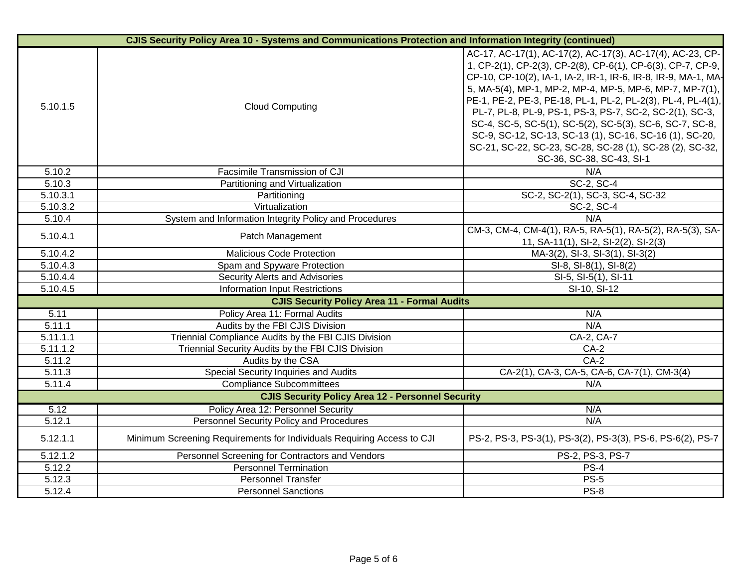| CJIS Security Policy Area 10 - Systems and Communications Protection and Information Integrity (continued) | | |
|---|---|---|
| 5.10.1.5 | Cloud Computing | AC-17, AC-17(1), AC-17(2), AC-17(3), AC-17(4), AC-23, CP-1, CP-2(1), CP-2(3), CP-2(8), CP-6(1), CP-6(3), CP-7, CP-9, CP-10, CP-10(2), IA-1, IA-2, IR-1, IR-6, IR-8, IR-9, MA-1, MA-5, MA-5(4), MP-1, MP-2, MP-4, MP-5, MP-6, MP-7, MP-7(1), PE-1, PE-2, PE-3, PE-18, PL-1, PL-2, PL-2(3), PL-4, PL-4(1), PL-7, PL-8, PL-9, PS-1, PS-3, PS-7, SC-2, SC-2(1), SC-3, SC-4, SC-5, SC-5(1), SC-5(2), SC-5(3), SC-6, SC-7, SC-8, SC-9, SC-12, SC-13, SC-13 (1), SC-16, SC-16 (1), SC-20, SC-21, SC-22, SC-23, SC-28, SC-28 (1), SC-28 (2), SC-32, SC-36, SC-38, SC-43, SI-1 |
| 5.10.2 | Facsimile Transmission of CJI | N/A |
| 5.10.3 | Partitioning and Virtualization | SC-2, SC-4 |
| 5.10.3.1 | Partitioning | SC-2, SC-2(1), SC-3, SC-4, SC-32 |
| 5.10.3.2 | Virtualization | SC-2, SC-4 |
| 5.10.4 | System and Information Integrity Policy and Procedures | N/A |
| 5.10.4.1 | Patch Management | CM-3, CM-4, CM-4(1), RA-5, RA-5(1), RA-5(2), RA-5(3), SA-11, SA-11(1), SI-2, SI-2(2), SI-2(3) |
| 5.10.4.2 | Malicious Code Protection | MA-3(2), SI-3, SI-3(1), SI-3(2) |
| 5.10.4.3 | Spam and Spyware Protection | SI-8, SI-8(1), SI-8(2) |
| 5.10.4.4 | Security Alerts and Advisories | SI-5, SI-5(1), SI-11 |
| 5.10.4.5 | Information Input Restrictions | SI-10, SI-12 |
| **CJIS Security Policy Area 11 - Formal Audits** | | |
| 5.11 | Policy Area 11: Formal Audits | N/A |
| 5.11.1 | Audits by the FBI CJIS Division | N/A |
| 5.11.1.1 | Triennial Compliance Audits by the FBI CJIS Division | CA-2, CA-7 |
| 5.11.1.2 | Triennial Security Audits by the FBI CJIS Division | CA-2 |
| 5.11.2 | Audits by the CSA | CA-2 |
| 5.11.3 | Special Security Inquiries and Audits | CA-2(1), CA-3, CA-5, CA-6, CA-7(1), CM-3(4) |
| 5.11.4 | Compliance Subcommittees | N/A |
| **CJIS Security Policy Area 12 - Personnel Security** | | |
| 5.12 | Policy Area 12: Personnel Security | N/A |
| 5.12.1 | Personnel Security Policy and Procedures | N/A |
| 5.12.1.1 | Minimum Screening Requirements for Individuals Requiring Access to CJI | PS-2, PS-3, PS-3(1), PS-3(2), PS-3(3), PS-6, PS-6(2), PS-7 |
| 5.12.1.2 | Personnel Screening for Contractors and Vendors | PS-2, PS-3, PS-7 |
| 5.12.2 | Personnel Termination | PS-4 |
| 5.12.3 | Personnel Transfer | PS-5 |
| 5.12.4 | Personnel Sanctions | PS-8 |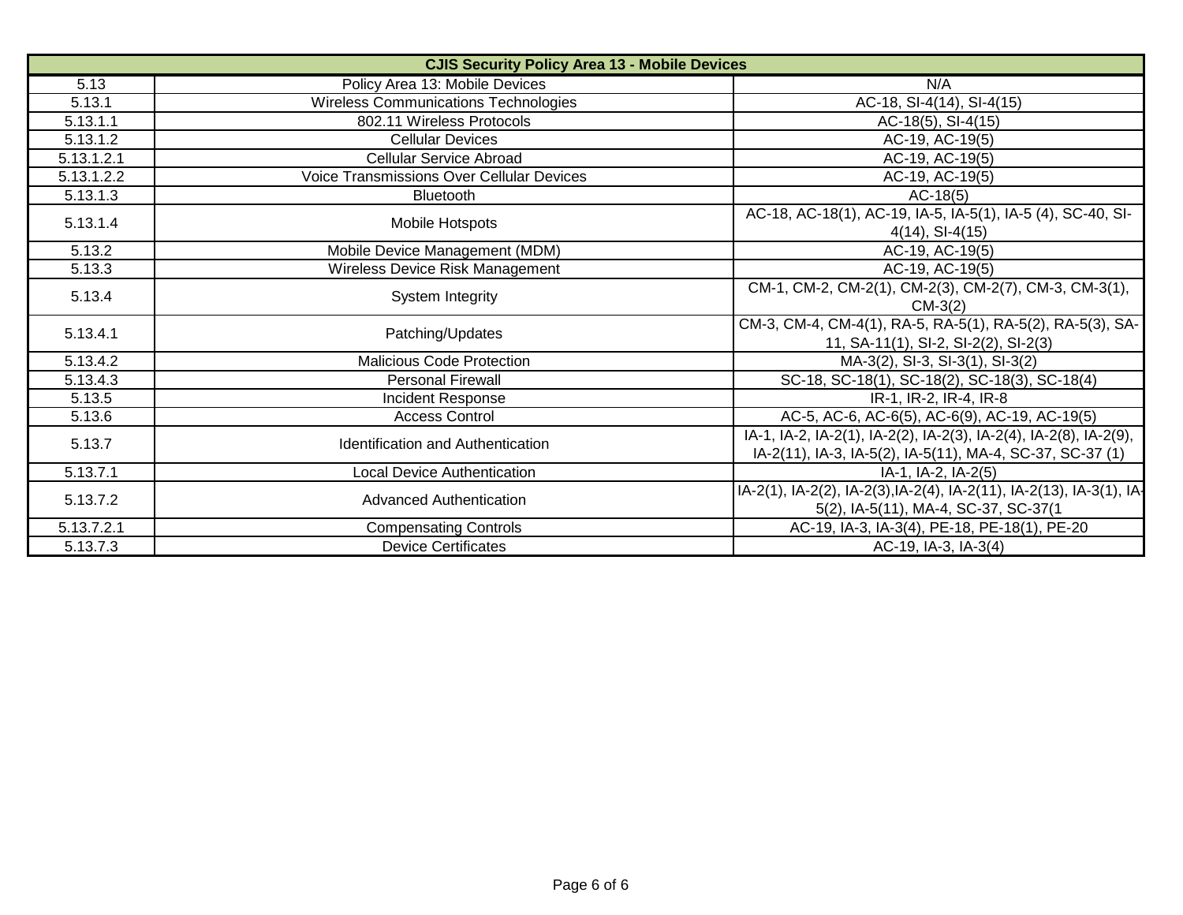| CJIS Security Policy Area 13 - Mobile Devices | | |
|---|---|---|
| 5.13 | Policy Area 13: Mobile Devices | N/A |
| 5.13.1 | Wireless Communications Technologies | AC-18, SI-4(14), SI-4(15) |
| 5.13.1.1 | 802.11 Wireless Protocols | AC-18(5), SI-4(15) |
| 5.13.1.2 | Cellular Devices | AC-19, AC-19(5) |
| 5.13.1.2.1 | Cellular Service Abroad | AC-19, AC-19(5) |
| 5.13.1.2.2 | Voice Transmissions Over Cellular Devices | AC-19, AC-19(5) |
| 5.13.1.3 | Bluetooth | AC-18(5) |
| 5.13.1.4 | Mobile Hotspots | AC-18, AC-18(1), AC-19, IA-5, IA-5(1), IA-5 (4), SC-40, SI-4(14), SI-4(15) |
| 5.13.2 | Mobile Device Management (MDM) | AC-19, AC-19(5) |
| 5.13.3 | Wireless Device Risk Management | AC-19, AC-19(5) |
| 5.13.4 | System Integrity | CM-1, CM-2, CM-2(1), CM-2(3), CM-2(7), CM-3, CM-3(1), CM-3(2) |
| 5.13.4.1 | Patching/Updates | CM-3, CM-4, CM-4(1), RA-5, RA-5(1), RA-5(2), RA-5(3), SA-11, SA-11(1), SI-2, SI-2(2), SI-2(3) |
| 5.13.4.2 | Malicious Code Protection | MA-3(2), SI-3, SI-3(1), SI-3(2) |
| 5.13.4.3 | Personal Firewall | SC-18, SC-18(1), SC-18(2), SC-18(3), SC-18(4) |
| 5.13.5 | Incident Response | IR-1, IR-2, IR-4, IR-8 |
| 5.13.6 | Access Control | AC-5, AC-6, AC-6(5), AC-6(9), AC-19, AC-19(5) |
| 5.13.7 | Identification and Authentication | IA-1, IA-2, IA-2(1), IA-2(2), IA-2(3), IA-2(4), IA-2(8), IA-2(9), IA-2(11), IA-3, IA-5(2), IA-5(11), MA-4, SC-37, SC-37 (1) |
| 5.13.7.1 | Local Device Authentication | IA-1, IA-2, IA-2(5) |
| 5.13.7.2 | Advanced Authentication | IA-2(1), IA-2(2), IA-2(3),IA-2(4), IA-2(11), IA-2(13), IA-3(1), IA-5(2), IA-5(11), MA-4, SC-37, SC-37(1 |
| 5.13.7.2.1 | Compensating Controls | AC-19, IA-3, IA-3(4), PE-18, PE-18(1), PE-20 |
| 5.13.7.3 | Device Certificates | AC-19, IA-3, IA-3(4) |